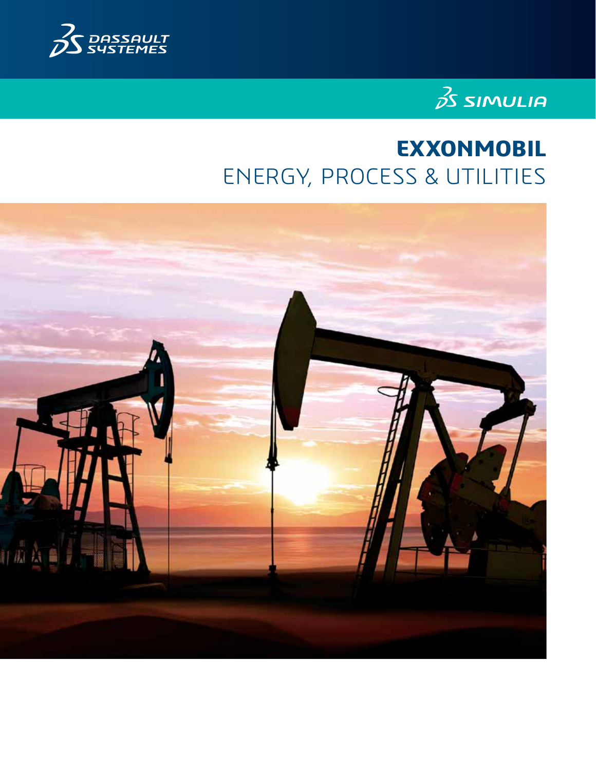DASSAULT SYSTEMES

SIMULIA

# EXXONMOBIL

## ENERGY, PROCESS & UTILITIES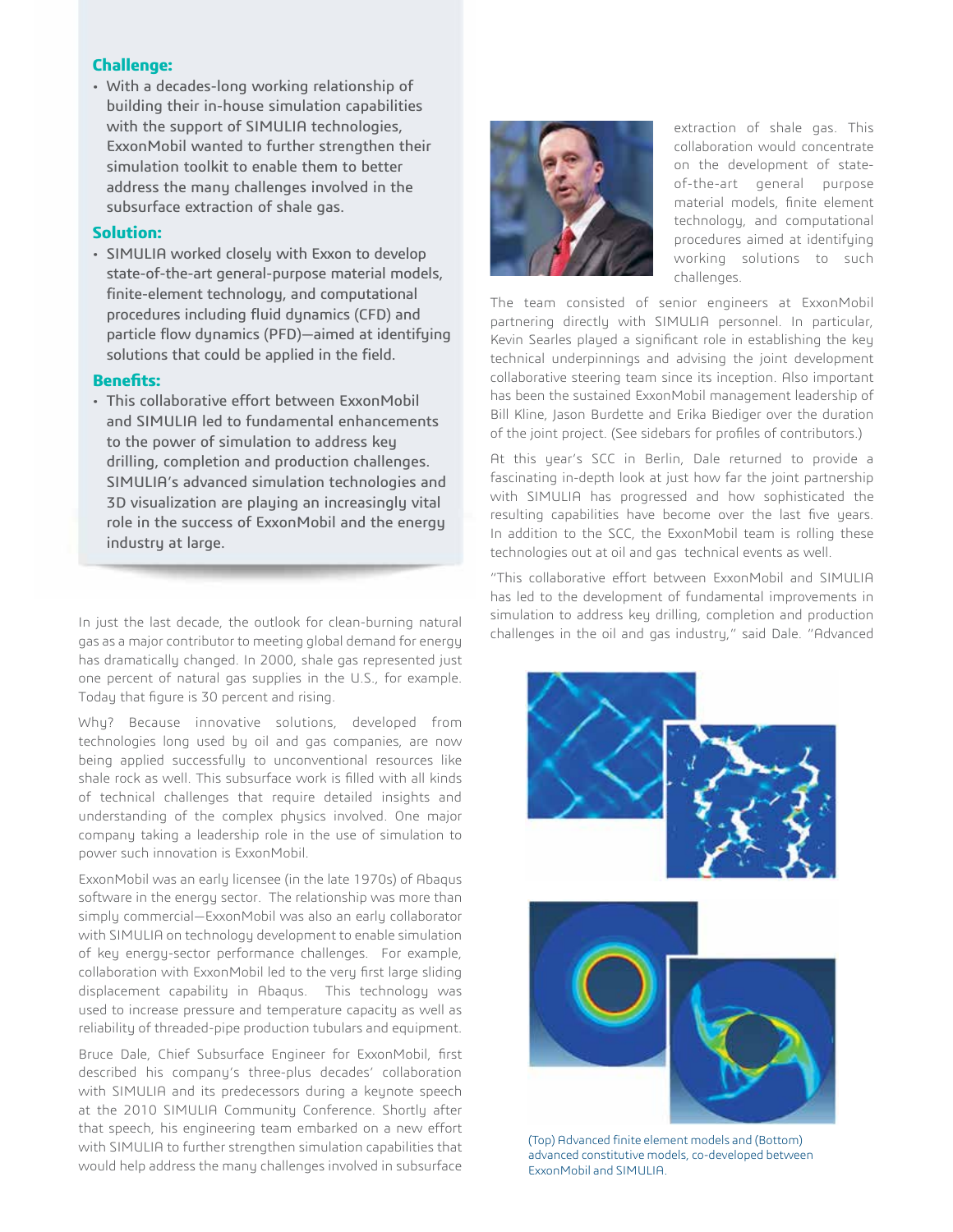**Challenge:**

- With a decades-long working relationship of building their in-house simulation capabilities with the support of SIMULIA technologies, ExxonMobil wanted to further strengthen their simulation toolkit to enable them to better address the many challenges involved in the subsurface extraction of shale gas.

**Solution:**

- SIMULIA worked closely with Exxon to develop state-of-the-art general-purpose material models, finite-element technology, and computational procedures including fluid dynamics (CFD) and particle flow dynamics (PFD)—aimed at identifying solutions that could be applied in the field.

**Benefits:**

- This collaborative effort between ExxonMobil and SIMULIA led to fundamental enhancements to the power of simulation to address key drilling, completion and production challenges. SIMULIA's advanced simulation technologies and 3D visualization are playing an increasingly vital role in the success of ExxonMobil and the energy industry at large.

In just the last decade, the outlook for clean-burning natural gas as a major contributor to meeting global demand for energy has dramatically changed. In 2000, shale gas represented just one percent of natural gas supplies in the U.S., for example. Today that figure is 30 percent and rising.

Why? Because innovative solutions, developed from technologies long used by oil and gas companies, are now being applied successfully to unconventional resources like shale rock as well. This subsurface work is filled with all kinds of technical challenges that require detailed insights and understanding of the complex physics involved. One major company taking a leadership role in the use of simulation to power such innovation is ExxonMobil.

ExxonMobil was an early licensee (in the late 1970s) of Abaqus software in the energy sector. The relationship was more than simply commercial—ExxonMobil was also an early collaborator with SIMULIA on technology development to enable simulation of key energy-sector performance challenges. For example, collaboration with ExxonMobil led to the very first large sliding displacement capability in Abaqus. This technology was used to increase pressure and temperature capacity as well as reliability of threaded-pipe production tubulars and equipment.

Bruce Dale, Chief Subsurface Engineer for ExxonMobil, first described his company's three-plus decades' collaboration with SIMULIA and its predecessors during a keynote speech at the 2010 SIMULIA Community Conference. Shortly after that speech, his engineering team embarked on a new effort with SIMULIA to further strengthen simulation capabilities that would help address the many challenges involved in subsurface extraction of shale gas. This collaboration would concentrate on the development of state-of-the-art general purpose material models, finite element technology, and computational procedures aimed at identifying working solutions to such challenges.

The team consisted of senior engineers at ExxonMobil partnering directly with SIMULIA personnel. In particular, Kevin Searles played a significant role in establishing the key technical underpinnings and advising the joint development collaborative steering team since its inception. Also important has been the sustained ExxonMobil management leadership of Bill Kline, Jason Burdette and Erika Biediger over the duration of the joint project. (See sidebars for profiles of contributors.)

At this year's SCC in Berlin, Dale returned to provide a fascinating in-depth look at just how far the joint partnership with SIMULIA has progressed and how sophisticated the resulting capabilities have become over the last five years. In addition to the SCC, the ExxonMobil team is rolling these technologies out at oil and gas technical events as well.

"This collaborative effort between ExxonMobil and SIMULIA has led to the development of fundamental improvements in simulation to address key drilling, completion and production challenges in the oil and gas industry," said Dale. "Advanced

(Top) Advanced finite element models and (Bottom) advanced constitutive models, co-developed between ExxonMobil and SIMULIA.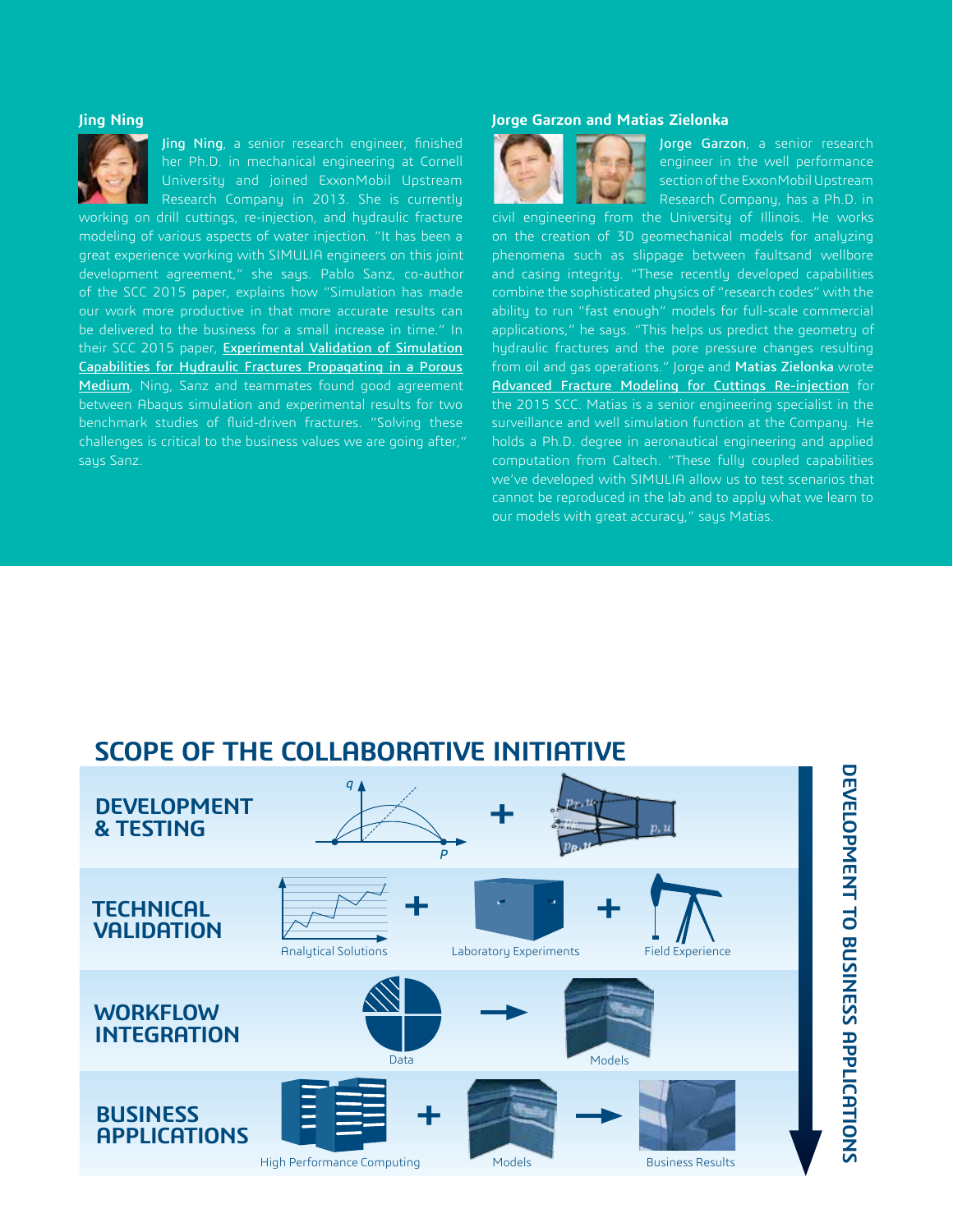### Jing Ning

**Jing Ning**, a senior research engineer, finished her Ph.D. in mechanical engineering at Cornell University and joined ExxonMobil Upstream Research Company in 2013. She is currently working on drill cuttings, re-injection, and hydraulic fracture modeling of various aspects of water injection. "It has been a great experience working with SIMULIA engineers on this joint development agreement," she says. Pablo Sanz, co-author of the SCC 2015 paper, explains how "Simulation has made our work more productive in that more accurate results can be delivered to the business for a small increase in time." In their SCC 2015 paper, Experimental Validation of Simulation Capabilities for Hydraulic Fractures Propagating in a Porous Medium, Ning, Sanz and teammates found good agreement between Abaqus simulation and experimental results for two benchmark studies of fluid-driven fractures. "Solving these challenges is critical to the business values we are going after," says Sanz.

### Jorge Garzon and Matias Zielonka

**Jorge Garzon**, a senior research engineer in the well performance section of the ExxonMobil Upstream Research Company, has a Ph.D. in civil engineering from the University of Illinois. He works on the creation of 3D geomechanical models for analyzing phenomena such as slippage between faultsand wellbore and casing integrity. "These recently developed capabilities combine the sophisticated physics of "research codes" with the ability to run "fast enough" models for full-scale commercial applications," he says. "This helps us predict the geometry of hydraulic fractures and the pore pressure changes resulting from oil and gas operations." Jorge and **Matias Zielonka** wrote Advanced Fracture Modeling for Cuttings Re-injection for the 2015 SCC. Matias is a senior engineering specialist in the surveillance and well simulation function at the Company. He holds a Ph.D. degree in aeronautical engineering and applied computation from Caltech. "These fully coupled capabilities we've developed with SIMULIA allow us to test scenarios that cannot be reproduced in the lab and to apply what we learn to our models with great accuracy," says Matias.

## SCOPE OF THE COLLABORATIVE INITIATIVE

**DEVELOPMENT & TESTING**

**TECHNICAL VALIDATION**: Analytical Solutions + Laboratory Experiments + Field Experience

**WORKFLOW INTEGRATION**: Data → Models

**BUSINESS APPLICATIONS**: High Performance Computing + Models → Business Results

DEVELOPMENT TO BUSINESS APPLICATIONS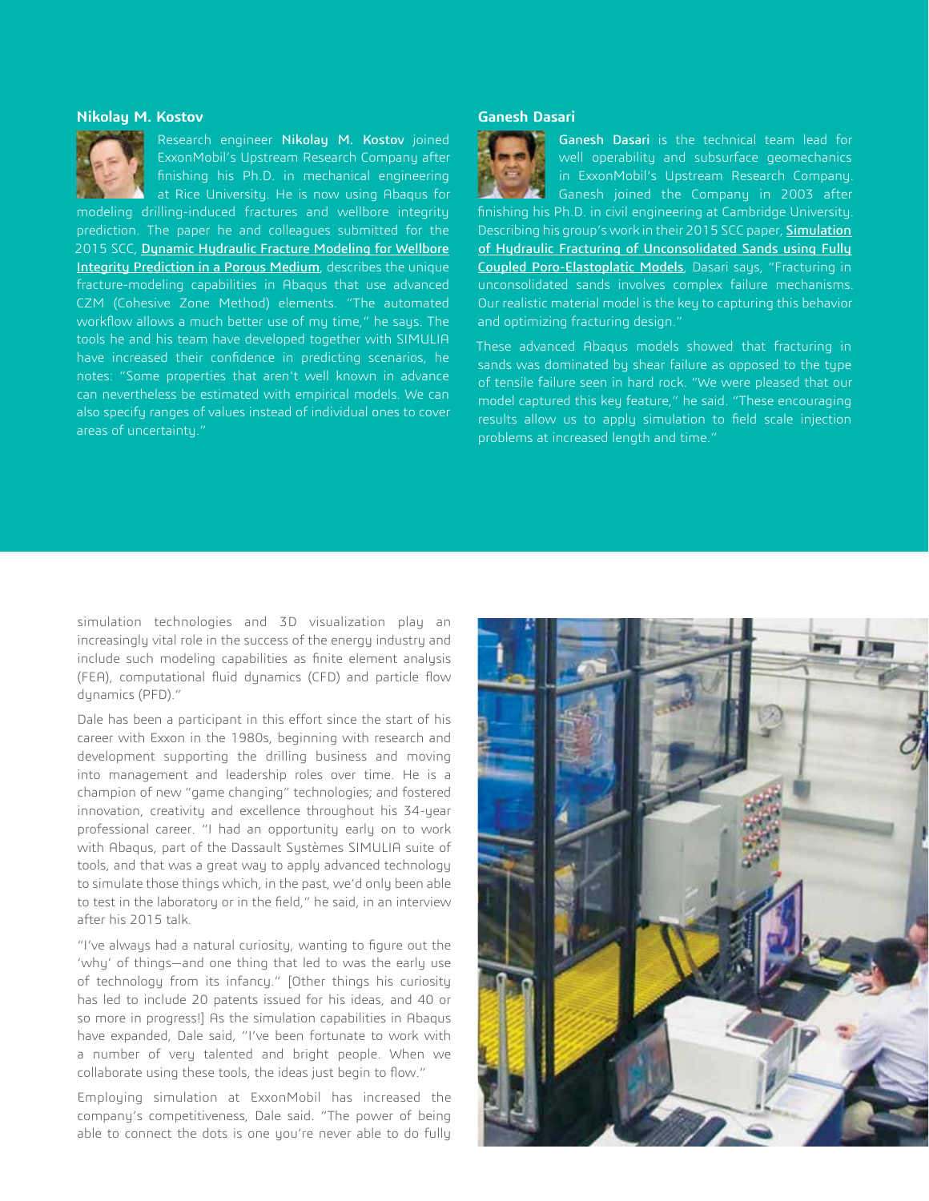### Nikolay M. Kostov

Research engineer **Nikolay M. Kostov** joined ExxonMobil's Upstream Research Company after finishing his Ph.D. in mechanical engineering at Rice University. He is now using Abaqus for modeling drilling-induced fractures and wellbore integrity prediction. The paper he and colleagues submitted for the 2015 SCC, **Dynamic Hydraulic Fracture Modeling for Wellbore Integrity Prediction in a Porous Medium**, describes the unique fracture-modeling capabilities in Abaqus that use advanced CZM (Cohesive Zone Method) elements. "The automated workflow allows a much better use of my time," he says. The tools he and his team have developed together with SIMULIA have increased their confidence in predicting scenarios, he notes: "Some properties that aren't well known in advance can nevertheless be estimated with empirical models. We can also specify ranges of values instead of individual ones to cover areas of uncertainty."

### Ganesh Dasari

**Ganesh Dasari** is the technical team lead for well operability and subsurface geomechanics in ExxonMobil's Upstream Research Company. Ganesh joined the Company in 2003 after finishing his Ph.D. in civil engineering at Cambridge University. Describing his group's work in their 2015 SCC paper, **Simulation of Hydraulic Fracturing of Unconsolidated Sands using Fully Coupled Poro-Elastoplatic Models**, Dasari says, "Fracturing in unconsolidated sands involves complex failure mechanisms. Our realistic material model is the key to capturing this behavior and optimizing fracturing design."

These advanced Abaqus models showed that fracturing in sands was dominated by shear failure as opposed to the type of tensile failure seen in hard rock. "We were pleased that our model captured this key feature," he said. "These encouraging results allow us to apply simulation to field scale injection problems at increased length and time."

simulation technologies and 3D visualization play an increasingly vital role in the success of the energy industry and include such modeling capabilities as finite element analysis (FEA), computational fluid dynamics (CFD) and particle flow dynamics (PFD)."

Dale has been a participant in this effort since the start of his career with Exxon in the 1980s, beginning with research and development supporting the drilling business and moving into management and leadership roles over time. He is a champion of new "game changing" technologies; and fostered innovation, creativity and excellence throughout his 34-year professional career. "I had an opportunity early on to work with Abaqus, part of the Dassault Systèmes SIMULIA suite of tools, and that was a great way to apply advanced technology to simulate those things which, in the past, we'd only been able to test in the laboratory or in the field," he said, in an interview after his 2015 talk.

"I've always had a natural curiosity, wanting to figure out the 'why' of things—and one thing that led to was the early use of technology from its infancy." [Other things his curiosity has led to include 20 patents issued for his ideas, and 40 or so more in progress!] As the simulation capabilities in Abaqus have expanded, Dale said, "I've been fortunate to work with a number of very talented and bright people. When we collaborate using these tools, the ideas just begin to flow."

Employing simulation at ExxonMobil has increased the company's competitiveness, Dale said. "The power of being able to connect the dots is one you're never able to do fully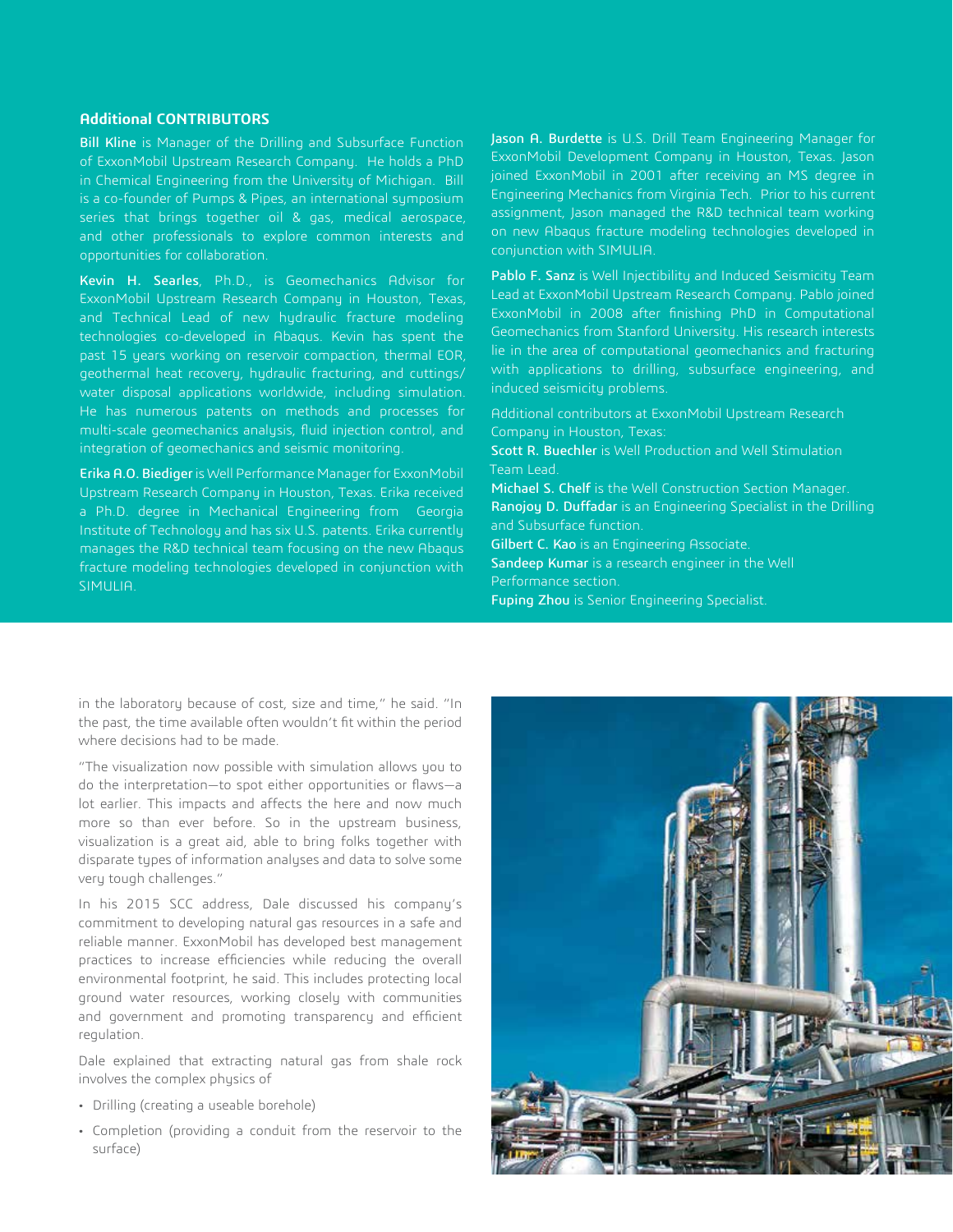### Additional CONTRIBUTORS

**Bill Kline** is Manager of the Drilling and Subsurface Function of ExxonMobil Upstream Research Company. He holds a PhD in Chemical Engineering from the University of Michigan. Bill is a co-founder of Pumps & Pipes, an international symposium series that brings together oil & gas, medical aerospace, and other professionals to explore common interests and opportunities for collaboration.

**Kevin H. Searles**, Ph.D., is Geomechanics Advisor for ExxonMobil Upstream Research Company in Houston, Texas, and Technical Lead of new hydraulic fracture modeling technologies co-developed in Abaqus. Kevin has spent the past 15 years working on reservoir compaction, thermal EOR, geothermal heat recovery, hydraulic fracturing, and cuttings/water disposal applications worldwide, including simulation. He has numerous patents on methods and processes for multi-scale geomechanics analysis, fluid injection control, and integration of geomechanics and seismic monitoring.

**Erika A.O. Biediger** is Well Performance Manager for ExxonMobil Upstream Research Company in Houston, Texas. Erika received a Ph.D. degree in Mechanical Engineering from Georgia Institute of Technology and has six U.S. patents. Erika currently manages the R&D technical team focusing on the new Abaqus fracture modeling technologies developed in conjunction with SIMULIA.

**Jason A. Burdette** is U.S. Drill Team Engineering Manager for ExxonMobil Development Company in Houston, Texas. Jason joined ExxonMobil in 2001 after receiving an MS degree in Engineering Mechanics from Virginia Tech. Prior to his current assignment, Jason managed the R&D technical team working on new Abaqus fracture modeling technologies developed in conjunction with SIMULIA.

**Pablo F. Sanz** is Well Injectibility and Induced Seismicity Team Lead at ExxonMobil Upstream Research Company. Pablo joined ExxonMobil in 2008 after finishing PhD in Computational Geomechanics from Stanford University. His research interests lie in the area of computational geomechanics and fracturing with applications to drilling, subsurface engineering, and induced seismicity problems.

Additional contributors at ExxonMobil Upstream Research Company in Houston, Texas:

**Scott R. Buechler** is Well Production and Well Stimulation Team Lead.

**Michael S. Chelf** is the Well Construction Section Manager.

**Ranojoy D. Duffadar** is an Engineering Specialist in the Drilling and Subsurface function.

**Gilbert C. Kao** is an Engineering Associate.

**Sandeep Kumar** is a research engineer in the Well Performance section.

**Fuping Zhou** is Senior Engineering Specialist.

in the laboratory because of cost, size and time," he said. "In the past, the time available often wouldn't fit within the period where decisions had to be made.

"The visualization now possible with simulation allows you to do the interpretation—to spot either opportunities or flaws—a lot earlier. This impacts and affects the here and now much more so than ever before. So in the upstream business, visualization is a great aid, able to bring folks together with disparate types of information analyses and data to solve some very tough challenges."

In his 2015 SCC address, Dale discussed his company's commitment to developing natural gas resources in a safe and reliable manner. ExxonMobil has developed best management practices to increase efficiencies while reducing the overall environmental footprint, he said. This includes protecting local ground water resources, working closely with communities and government and promoting transparency and efficient regulation.

Dale explained that extracting natural gas from shale rock involves the complex physics of

- Drilling (creating a useable borehole)
- Completion (providing a conduit from the reservoir to the surface)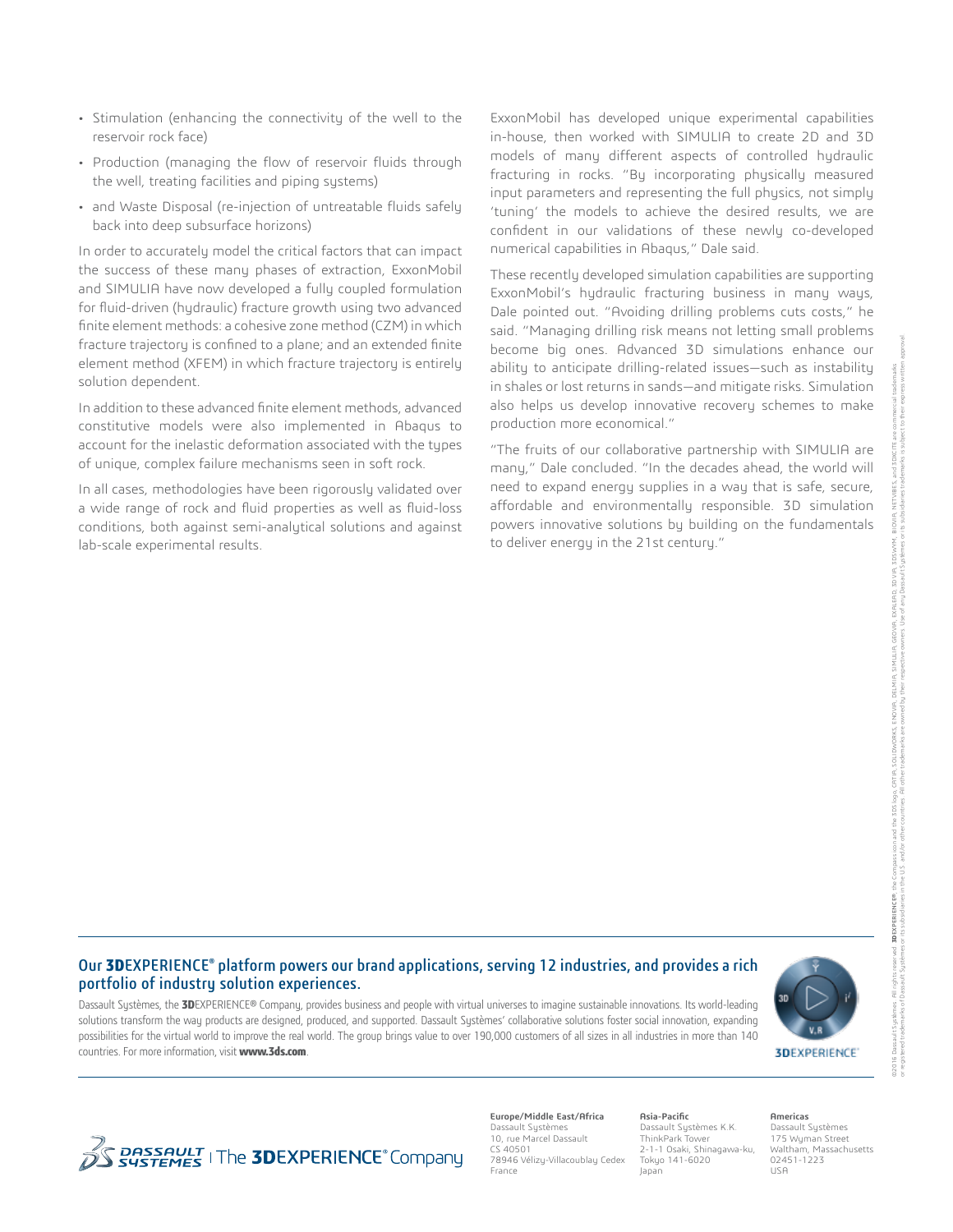- Stimulation (enhancing the connectivity of the well to the reservoir rock face)
- Production (managing the flow of reservoir fluids through the well, treating facilities and piping systems)
- and Waste Disposal (re-injection of untreatable fluids safely back into deep subsurface horizons)

In order to accurately model the critical factors that can impact the success of these many phases of extraction, ExxonMobil and SIMULIA have now developed a fully coupled formulation for fluid-driven (hydraulic) fracture growth using two advanced finite element methods: a cohesive zone method (CZM) in which fracture trajectory is confined to a plane; and an extended finite element method (XFEM) in which fracture trajectory is entirely solution dependent.

In addition to these advanced finite element methods, advanced constitutive models were also implemented in Abaqus to account for the inelastic deformation associated with the types of unique, complex failure mechanisms seen in soft rock.

In all cases, methodologies have been rigorously validated over a wide range of rock and fluid properties as well as fluid-loss conditions, both against semi-analytical solutions and against lab-scale experimental results.

ExxonMobil has developed unique experimental capabilities in-house, then worked with SIMULIA to create 2D and 3D models of many different aspects of controlled hydraulic fracturing in rocks. "By incorporating physically measured input parameters and representing the full physics, not simply 'tuning' the models to achieve the desired results, we are confident in our validations of these newly co-developed numerical capabilities in Abaqus," Dale said.

These recently developed simulation capabilities are supporting ExxonMobil's hydraulic fracturing business in many ways, Dale pointed out. "Avoiding drilling problems cuts costs," he said. "Managing drilling risk means not letting small problems become big ones. Advanced 3D simulations enhance our ability to anticipate drilling-related issues—such as instability in shales or lost returns in sands—and mitigate risks. Simulation also helps us develop innovative recovery schemes to make production more economical."

"The fruits of our collaborative partnership with SIMULIA are many," Dale concluded. "In the decades ahead, the world will need to expand energy supplies in a way that is safe, secure, affordable and environmentally responsible. 3D simulation powers innovative solutions by building on the fundamentals to deliver energy in the 21st century."

## Our **3D**EXPERIENCE® platform powers our brand applications, serving 12 industries, and provides a rich portfolio of industry solution experiences.

Dassault Systèmes, the **3D**EXPERIENCE® Company, provides business and people with virtual universes to imagine sustainable innovations. Its world-leading solutions transform the way products are designed, produced, and supported. Dassault Systèmes' collaborative solutions foster social innovation, expanding possibilities for the virtual world to improve the real world. The group brings value to over 190,000 customers of all sizes in all industries in more than 140 countries. For more information, visit **www.3ds.com**.

DASSAULT SYSTEMES | The **3D**EXPERIENCE® Company

**Europe/Middle East/Africa**
Dassault Systèmes
10, rue Marcel Dassault
CS 40501
78946 Vélizy-Villacoublay Cedex
France

**Asia-Pacific**
Dassault Systèmes K.K.
ThinkPark Tower
2-1-1 Osaki, Shinagawa-ku,
Tokyo 141-6020
Japan

**Americas**
Dassault Systèmes
175 Wyman Street
Waltham, Massachusetts
02451-1223
USA